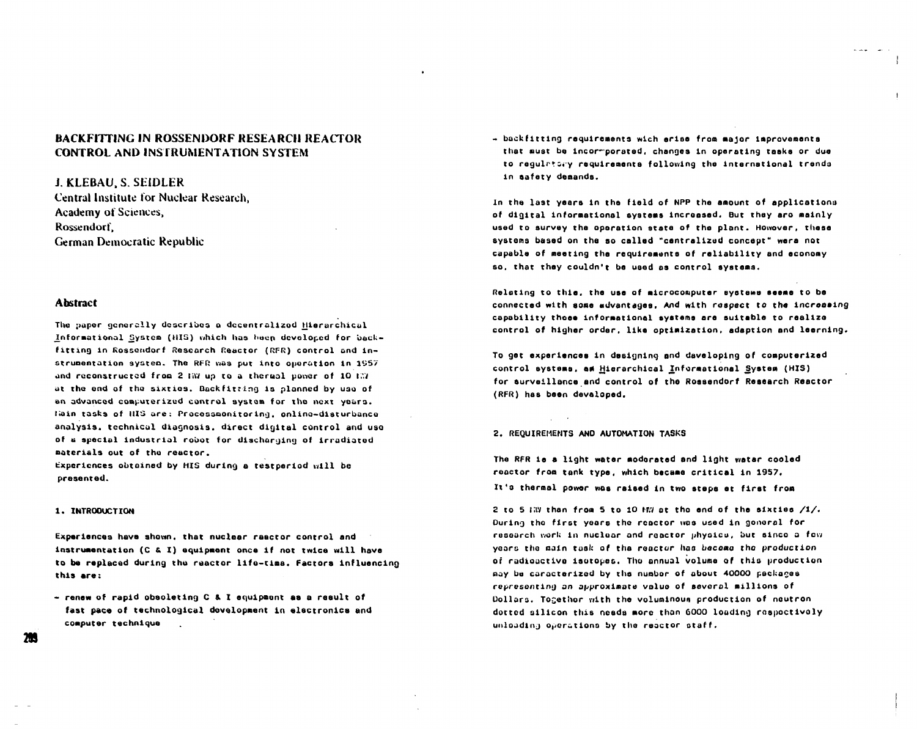# BACKFITTING IN ROSSENDORF RESEARCH REACTOR CONTROL AND INSTRUMENTATION SYSTEM

J. KLEBAU, S. SEIDLER
Central Institute for Nuclear Research,
Academy of Sciences,
Rossendorf,
German Democratic Republic

## Abstract

The paper generally describes a decentralized Hierarchical Informational System (HIS) which has been developed for backfitting in Rossendorf Research Reactor (RFR) control and instrumentation system. The RFR was put into operation in 1957 and reconstructed from 2 MW up to a thermal power of 10 MW at the end of the sixties. Backfitting is planned by use of an advanced computerized control system for the next years. Main tasks of HIS are: Processmonitoring, online-disturbance analysis, technical diagnosis, direct digital control and use of a special industrial robot for discharging of irradiated materials out of the reactor.
Experiences obtained by HIS during a testperiod will be presented.

## 1. INTRODUCTION

Experiences have shown, that nuclear reactor control and instrumentation (C & I) equipment once if not twice will have to be replaced during the reactor life-time. Factors influencing this are:

- renew of rapid obsoleting C & I equipment as a result of fast pace of technological development in electronics and computer technique
- backfitting requirements wich arise from major improvements that must be incorporated, changes in operating tasks or due to regulatory requirements following the international trends in safety demands.

In the last years in the field of NPP the amount of applications of digital informational systems increased. But they are mainly used to survey the operation state of the plant. However, these systems based on the so called "centralized concept" were not capable of meeting the requirements of reliability and economy so, that they couldn't be used as control systems.

Relating to this, the use of microcomputer systems seems to be connected with some advantages. And with respect to the increasing capability those informational systems are suitable to realize control of higher order, like optimization, adaption and learning.

To get experiences in designing and developing of computerized control systems, an Hierarchical Informational System (HIS) for surveillance and control of the Rossendorf Research Reactor (RFR) has been developed.

## 2. REQUIREMENTS AND AUTOMATION TASKS

The RFR is a light water moderated and light water cooled reactor from tank type, which became critical in 1957. It's thermal power was raised in two steps at first from 2 to 5 MW then from 5 to 10 MW at the end of the sixties /1/. During the first years the reactor was used in general for research work in nuclear and reactor physics, but since a few years the main task of the reactor has become the production of radioactive isotopes. The annual volume of this production may be caracterized by the number of about 40000 packages representing an approximate value of several millions of Dollars. Together with the voluminous production of neutron dotted silicon this needs more than 6000 loading respectively unloading operations by the reactor staff.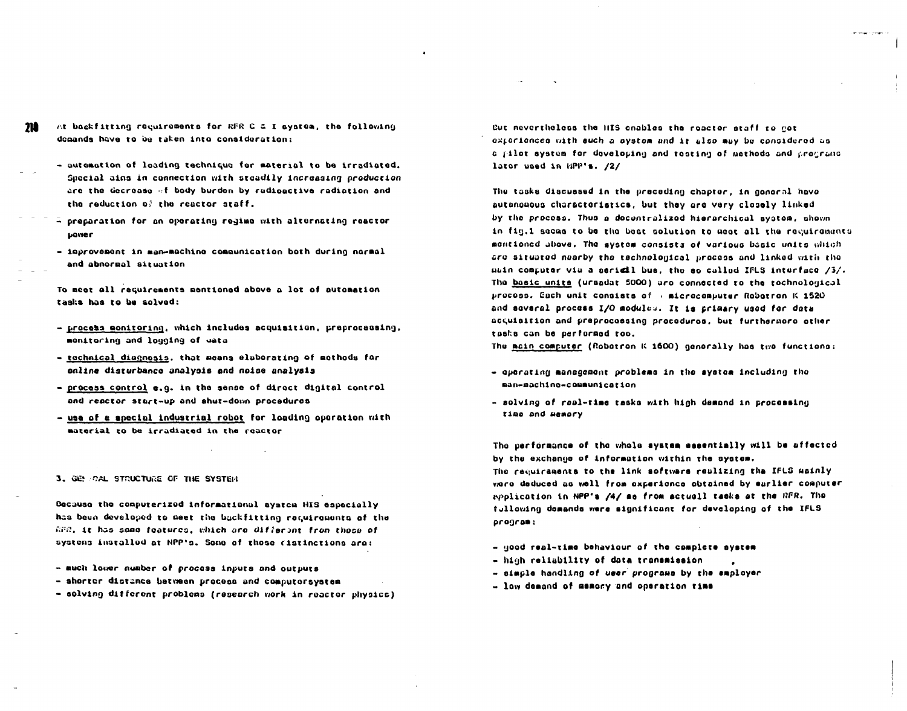At backfitting requirements for RFR C & I system, the following demands have to be taken into consideration:

- automation of loading technique for material to be irradiated. Special aims in connection with steadily increasing production are the decrease of body burden by radioactive radiation and the reduction of the reactor staff.
- preparation for an operating regime with alternating reactor power
- improvement in man-machine communication both during normal and abnormal situation

To meet all requirements mentioned above a lot of automation tasks has to be solved:

- process monitoring, which includes acquisition, preprocessing, monitoring and logging of data
- technical diagnosis, that means elaborating of methods for online disturbance analysis and noise analysis
- process control e.g. in the sense of direct digital control and reactor start-up and shut-down procedures
- use of a special industrial robot for loading operation with material to be irradiated in the reactor

## 3. GENERAL STRUCTURE OF THE SYSTEM

Because the computerized informational system HIS especially has been developed to meet the backfitting requirements of the RFR, it has some features, which are different from those of systems installed at NPP's. Some of those distinctions are:

- much lower number of process inputs and outputs
- shorter distance between process and computersystem
- solving different problems (research work in reactor physics)

But nevertheless the HIS enables the reactor staff to get experiences with such a system and it also may be considered as a pilot system for developing and testing of methods and programs later used in NPP's. /2/

The tasks discussed in the preceding chapter, in general have autonomous characteristics, but they are very closely linked by the process. Thus a decentralized hierarchical system, shown in fig.1 seems to be the best solution to meet all the requirements mentioned above. The system consists of various basic units which are situated nearby the technological process and linked with the main computer via a seriell bus, the so called IFLS interface /3/. The basic units (ursadat 5000) are connected to the technological process. Each unit consists of a microcomputer Robotron K 1520 and several process I/O modules. It is primary used for data acquisition and preprocessing procedures, but furthermore other tasks can be performed too.
The main computer (Robotron K 1600) generally has two functions:

- operating management problems in the system including the man-machine-communication
- solving of real-time tasks with high demand in processing time and memory

The performance of the whole system essentially will be affected by the exchange of information within the system.
The requirements to the link software realizing the IFLS mainly were deduced as well from experience obtained by earlier computer application in NPP's /4/ as from actuell tasks at the RFR. The following demands were significant for developing of the IFLS program:

- good real-time behaviour of the complete system
- high reliability of data transmission
- simple handling of user programs by the employer
- low demand of memory and operation time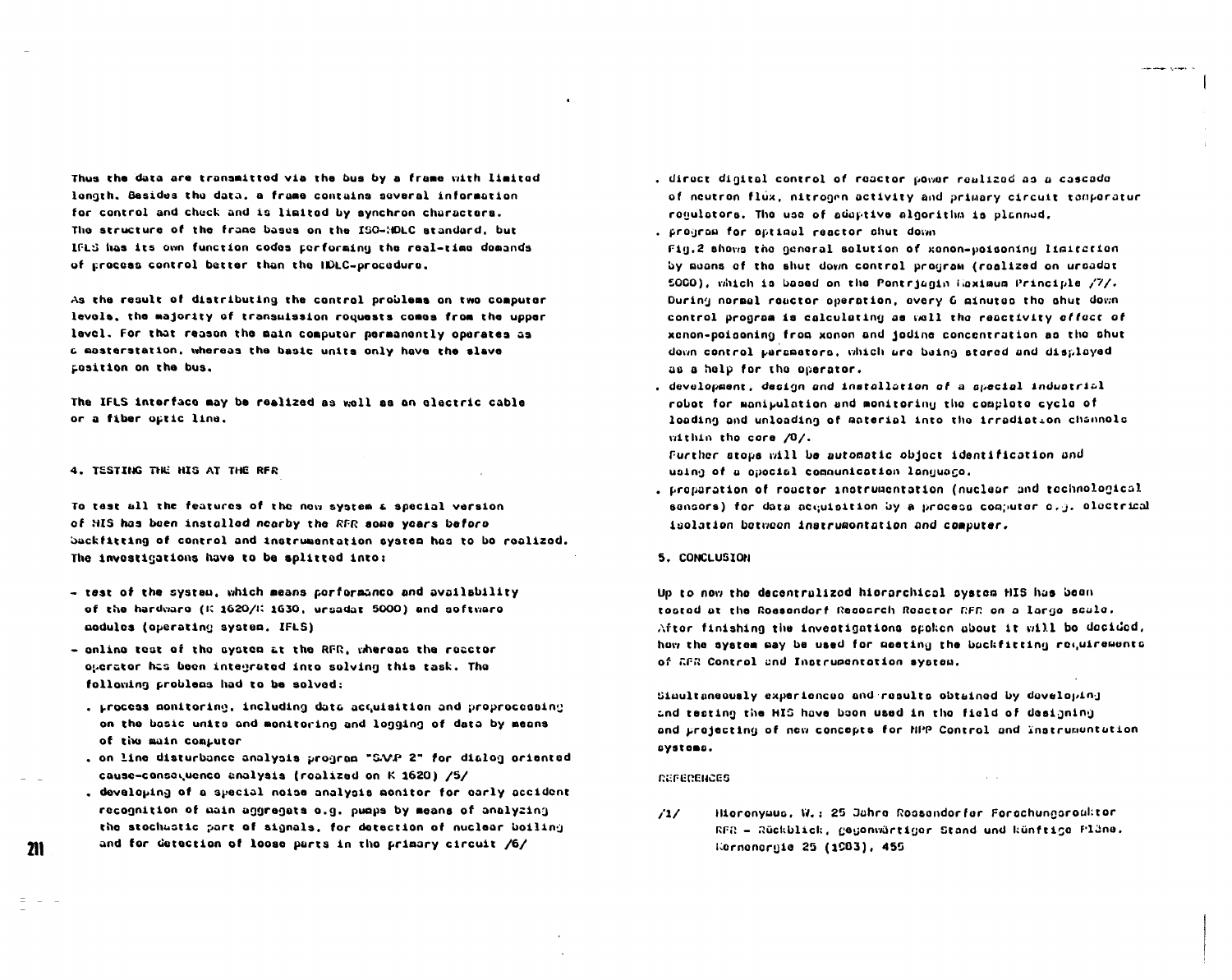Thus the data are transmitted via the bus by a frame with limited length. Besides the data, a frame contains several information for control and check and is limited by synchron characters. The structure of the frame bases on the ISO-HDLC standard, but IFLS has its own function codes performing the real-time demands of process control better than the HDLC-procedure.

As the result of distributing the control problems on two computer levels, the majority of transmission requests comes from the upper level. For that reason the main computer permanently operates as a masterstation, whereas the basic units only have the slave position on the bus.

The IFLS interface may be realized as well as an electric cable or a fiber optic line.

## 4. TESTING THE HIS AT THE RFR

To test all the features of the new system a special version of HIS has been installed nearby the RFR some years before backfitting of control and instrumentation system has to be realized. The investigations have to be splitted into:

- test of the system, which means performance and availability of the hardware (K 1620/K 1630, ursadat 5000) and software modules (operating system, IFLS)
- online test of the system at the RFR, whereas the reactor operator has been integrated into solving this task. The following problems had to be solved:
  - . process monitoring, including data acquisition and preprocessing on the basic units and monitoring and logging of data by means of the main computer
  - . on line disturbance analysis program "SAAP 2" for dialog oriented cause-consequence analysis (realized on K 1620) /5/
  - . developing of a special noise analysis monitor for early accident recognition of main aggregate e.g. pumps by means of analyzing the stochastic part of signals, for detection of nuclear boiling and for detection of loose parts in the primary circuit /6/
  - . direct digital control of reactor power realized as a cascade of neutron flux, nitrogen activity and primary circuit temperatur regulators. The use of adaptive algorithm is planned.
  - . program for optimal reactor shut down
    Fig.2 shows the general solution of xenon-poisoning limitation by means of the shut down control program (realized on ursadat 5000), which is based on the Pontrjagin Maximum Principle /7/. During normal reactor operation, every 6 minutes the shut down control program is calculating as well the reactivity effect of xenon-poisoning from xenon and jodine concentration as the shut down control parameters, which are being stored and displayed as a help for the operator.
  - . development, design and installation of a special industrial robot for manipulation and monitoring the complete cycle of loading and unloading of material into the irradiation channels within the core /8/.
    Further steps will be automatic object identification and using of a special communication language.
  - . preparation of reactor instrumentation (nuclear and technological sensors) for data acquisition by a process computer e.g. electrical isolation between instrumentation and computer.

## 5. CONCLUSION

Up to now the decentralized hierarchical system HIS has been tested at the Rossendorf Research Reactor RFR on a large scale. After finishing the investigations spoken about it will be decided, how the system may be used for meeting the backfitting requirements of RFR Control and Instrumentation system.

Simultaneously experiences and results obtained by developing and testing the HIS have been used in the field of designing and projecting of new concepts for NPP Control and Instrumentation systems.

## REFERENCES

/1/ Hieronymus, W.: 25 Jahre Rossendorfer Forschungsreaktor RFR - Rückblick, gegenwärtiger Stand und künftige Pläne. Kernenergie 25 (1983), 455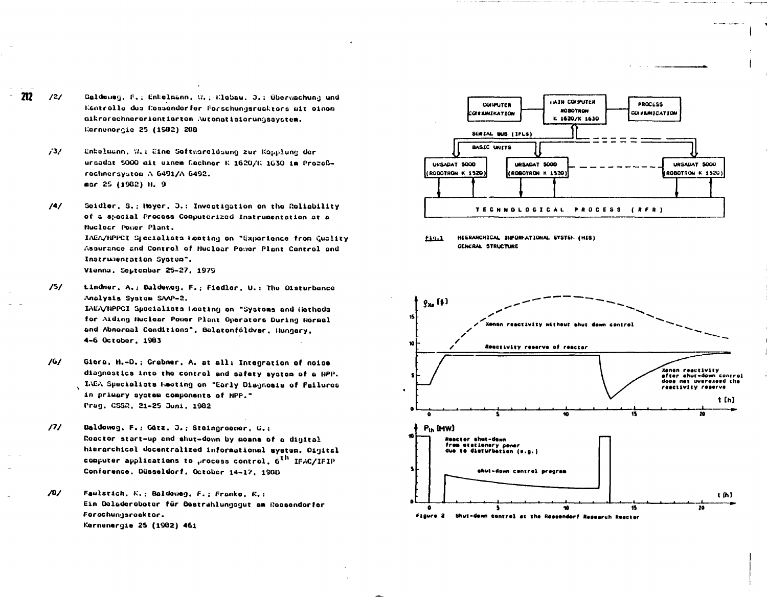/2/ Baldeweg, F.; Enkelmann, W.; Klebau, J.: Überwachung und Kontrolle des Rossendorfer Forschungsreaktors mit einem mikrorechnerorientierten Automatisierungssystem. Kernenergie 25 (1982) 208

/3/ Enkelmann, W.: Eine Softwarelösung zur Kopplung der ursadat 5000 mit einem Rechner K 1620/K 1630 im Prozeßrechnersystem A 6491/A 6492. msr 25 (1982) H. 9

/4/ Seidler, S.; Meyer, J.: Investigation on the Reliability of a special Process Computerized Instrumentation at a Nuclear Power Plant. IAEA/NPPCI Specialists Meeting on "Experience from Quality Assurance and Control of Nuclear Power Plant Control and Instrumentation System". Vienna, September 25-27, 1979

/5/ Lindner, A.; Baldeweg, F.; Fiedler, U.: The Disturbance Analysis System SAAP-2. IAEA/NPPCI Specialists Meeting on "Systems and Methods for Aiding Nuclear Power Plant Operators During Normal and Abnormal Conditions", Balatonföldvar, Hungary, 4-6 October, 1983

/6/ Giera, H.-D.; Grabner, A. at all: Integration of noise diagnostics into the control and safety system of a NPP. IAEA Specialists Meeting on "Early Diagnosis of Failures in primary system components of NPP." Prag, CSSR, 21-25 Juni, 1982

/7/ Baldeweg, F.; Götz, J.; Steingroewer, G.: Reactor start-up and shut-down by means of a digital hierarchical decentralized informational system. Digital computer applications to process control, 6th IFAC/IFIP Conference. Düsseldorf, October 14-17, 1980

/8/ Faulstich, K.; Baldeweg, F.; Franke, K.: Ein Beladeroboter für Bestrahlungsgut am Rossendorfer Forschungsreaktor. Kernenergie 25 (1982) 461

COMPUTER COMMUNIKATION
MAIN COMPUTER ROBOTRON K 1620/K 1630
PROCESS COMMUNICATION
SERIAL BUS (IFLS)
BASIC UNITS
URSADAT 5000 (ROBOTRON K 1520)
URSADAT 5000 (ROBOTRON K 1520)
URSADAT 5000 (ROBOTRON K 1520)
TECHNOLOGICAL PROCESS (RFR)

Fig.1 HIERARCHICAL INFORMATIONAL SYSTEM (HIS) GENERAL STRUCTURE

$\rho_{Xe}$ [$]
15
10
5
0
Xenon reactivity without shut down control
Reactivity reserve of reactor
Xenon reactivity after shut-down control does not overexceed the reactivity reserve
t [h]
0 5 10 15 20

$P_{th}$ [MW]
10
5
0
Reactor shut-down from stationary power due to disturbation (e.g.)
shut-down control program
t [h]
0 5 10 15 20

Figure 2 Shut-down control at the Rossendorf Research Reactor